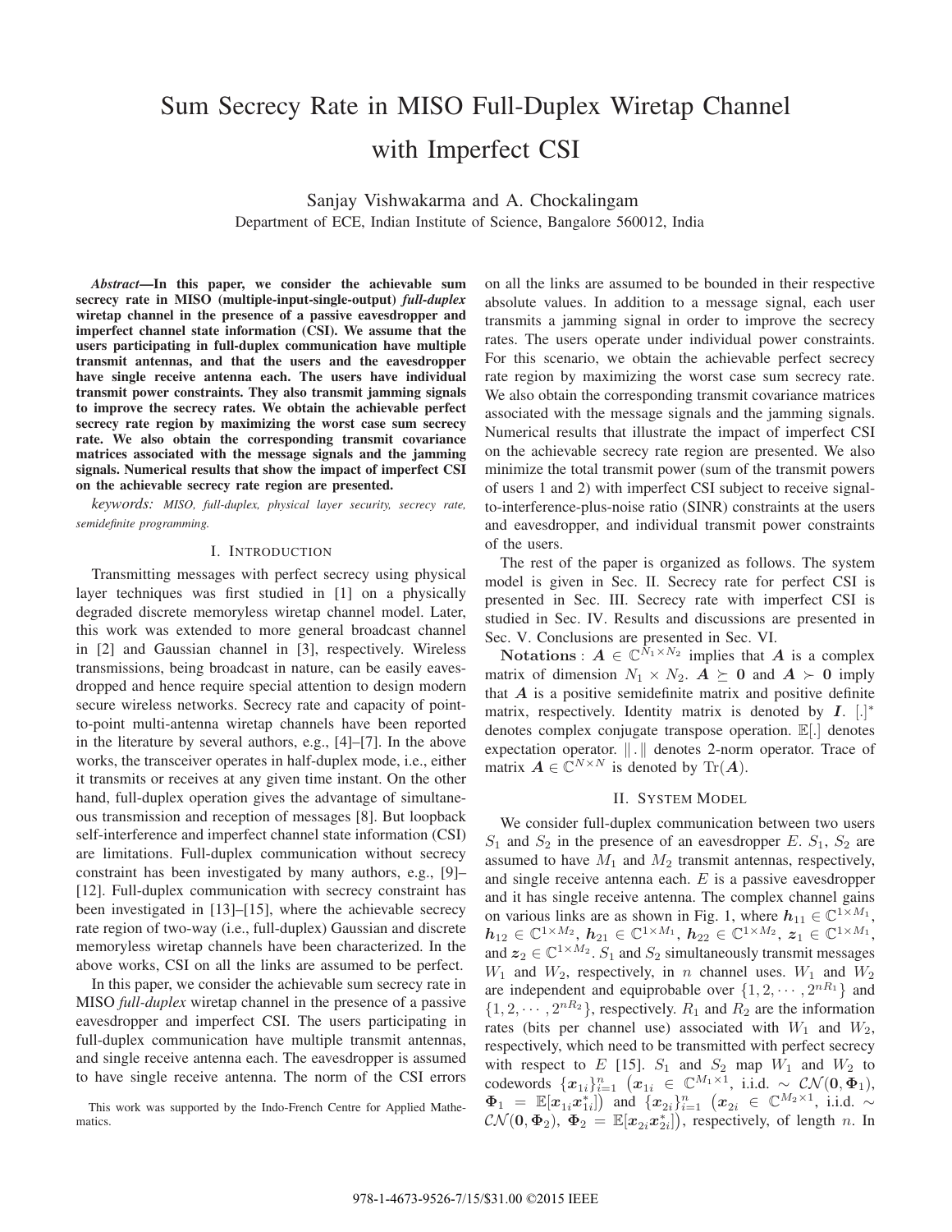# Sum Secrecy Rate in MISO Full-Duplex Wiretap Channel with Imperfect CSI

Sanjay Vishwakarma and A. Chockalingam
Department of ECE, Indian Institute of Science, Bangalore 560012, India

***Abstract*—In this paper, we consider the achievable sum secrecy rate in MISO (multiple-input-single-output) *full-duplex* wiretap channel in the presence of a passive eavesdropper and imperfect channel state information (CSI). We assume that the users participating in full-duplex communication have multiple transmit antennas, and that the users and the eavesdropper have single receive antenna each. The users have individual transmit power constraints. They also transmit jamming signals to improve the secrecy rates. We obtain the achievable perfect secrecy rate region by maximizing the worst case sum secrecy rate. We also obtain the corresponding transmit covariance matrices associated with the message signals and the jamming signals. Numerical results that show the impact of imperfect CSI on the achievable secrecy rate region are presented.**

*keywords: MISO, full-duplex, physical layer security, secrecy rate, semidefinite programming.*

## I. Introduction

Transmitting messages with perfect secrecy using physical layer techniques was first studied in [1] on a physically degraded discrete memoryless wiretap channel model. Later, this work was extended to more general broadcast channel in [2] and Gaussian channel in [3], respectively. Wireless transmissions, being broadcast in nature, can be easily eavesdropped and hence require special attention to design modern secure wireless networks. Secrecy rate and capacity of point-to-point multi-antenna wiretap channels have been reported in the literature by several authors, e.g., [4]–[7]. In the above works, the transceiver operates in half-duplex mode, i.e., either it transmits or receives at any given time instant. On the other hand, full-duplex operation gives the advantage of simultaneous transmission and reception of messages [8]. But loopback self-interference and imperfect channel state information (CSI) are limitations. Full-duplex communication without secrecy constraint has been investigated by many authors, e.g., [9]–[12]. Full-duplex communication with secrecy constraint has been investigated in [13]–[15], where the achievable secrecy rate region of two-way (i.e., full-duplex) Gaussian and discrete memoryless wiretap channels have been characterized. In the above works, CSI on all the links are assumed to be perfect.

In this paper, we consider the achievable sum secrecy rate in MISO *full-duplex* wiretap channel in the presence of a passive eavesdropper and imperfect CSI. The users participating in full-duplex communication have multiple transmit antennas, and single receive antenna each. The eavesdropper is assumed to have single receive antenna. The norm of the CSI errors on all the links are assumed to be bounded in their respective absolute values. In addition to a message signal, each user transmits a jamming signal in order to improve the secrecy rates. The users operate under individual power constraints. For this scenario, we obtain the achievable perfect secrecy rate region by maximizing the worst case sum secrecy rate. We also obtain the corresponding transmit covariance matrices associated with the message signals and the jamming signals. Numerical results that illustrate the impact of imperfect CSI on the achievable secrecy rate region are presented. We also minimize the total transmit power (sum of the transmit powers of users 1 and 2) with imperfect CSI subject to receive signal-to-interference-plus-noise ratio (SINR) constraints at the users and eavesdropper, and individual transmit power constraints of the users.

The rest of the paper is organized as follows. The system model is given in Sec. II. Secrecy rate for perfect CSI is presented in Sec. III. Secrecy rate with imperfect CSI is studied in Sec. IV. Results and discussions are presented in Sec. V. Conclusions are presented in Sec. VI.

**Notations** : $\boldsymbol{A} \in \mathbb{C}^{N_1 \times N_2}$ implies that $\boldsymbol{A}$ is a complex matrix of dimension $N_1 \times N_2$. $\boldsymbol{A} \succeq \boldsymbol{0}$ and $\boldsymbol{A} \succ \boldsymbol{0}$ imply that $\boldsymbol{A}$ is a positive semidefinite matrix and positive definite matrix, respectively. Identity matrix is denoted by $\boldsymbol{I}$. $[.]^*$ denotes complex conjugate transpose operation. $\mathbb{E}[.]$ denotes expectation operator. $\|.\|$ denotes 2-norm operator. Trace of matrix $\boldsymbol{A} \in \mathbb{C}^{N \times N}$ is denoted by $\text{Tr}(\boldsymbol{A})$.

## II. System Model

We consider full-duplex communication between two users $S_1$ and $S_2$ in the presence of an eavesdropper $E$. $S_1$, $S_2$ are assumed to have $M_1$ and $M_2$ transmit antennas, respectively, and single receive antenna each. $E$ is a passive eavesdropper and it has single receive antenna. The complex channel gains on various links are as shown in Fig. 1, where $\boldsymbol{h}_{11} \in \mathbb{C}^{1\times M_1}$, $\boldsymbol{h}_{12} \in \mathbb{C}^{1\times M_2}$, $\boldsymbol{h}_{21} \in \mathbb{C}^{1\times M_1}$, $\boldsymbol{h}_{22} \in \mathbb{C}^{1\times M_2}$, $\boldsymbol{z}_1 \in \mathbb{C}^{1\times M_1}$, and $\boldsymbol{z}_2 \in \mathbb{C}^{1\times M_2}$. $S_1$ and $S_2$ simultaneously transmit messages $W_1$ and $W_2$, respectively, in $n$ channel uses. $W_1$ and $W_2$ are independent and equiprobable over $\{1, 2, \cdots, 2^{nR_1}\}$ and $\{1, 2, \cdots, 2^{nR_2}\}$, respectively. $R_1$ and $R_2$ are the information rates (bits per channel use) associated with $W_1$ and $W_2$, respectively, which need to be transmitted with perfect secrecy with respect to $E$ [15]. $S_1$ and $S_2$ map $W_1$ and $W_2$ to codewords $\{\boldsymbol{x}_{1i}\}_{i=1}^{n}$ $\big(\boldsymbol{x}_{1i} \in \mathbb{C}^{M_1\times 1}$, i.i.d. $\sim \mathcal{CN}(\boldsymbol{0}, \boldsymbol{\Phi}_1)$, $\boldsymbol{\Phi}_1 = \mathbb{E}[\boldsymbol{x}_{1i}\boldsymbol{x}_{1i}^*]\big)$ and $\{\boldsymbol{x}_{2i}\}_{i=1}^{n}$ $\big(\boldsymbol{x}_{2i} \in \mathbb{C}^{M_2\times 1}$, i.i.d. $\sim \mathcal{CN}(\boldsymbol{0}, \boldsymbol{\Phi}_2)$, $\boldsymbol{\Phi}_2 = \mathbb{E}[\boldsymbol{x}_{2i}\boldsymbol{x}_{2i}^*]\big)$, respectively, of length $n$. In

This work was supported by the Indo-French Centre for Applied Mathematics.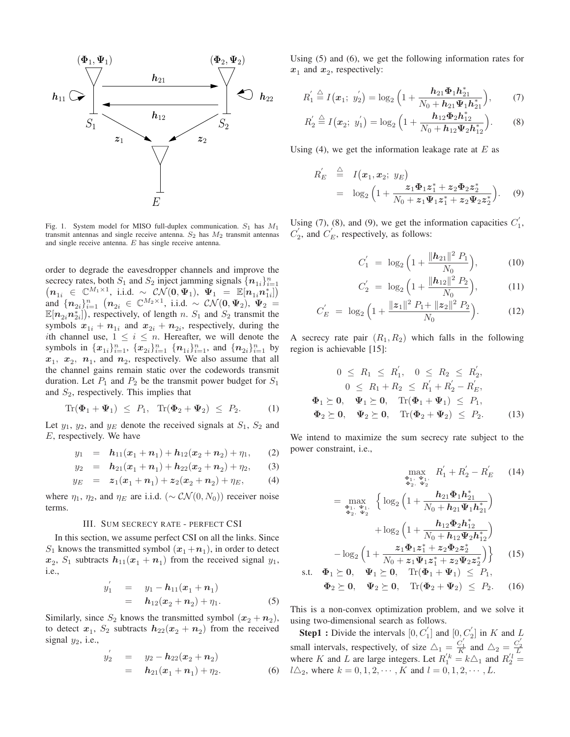Fig. 1. System model for MISO full-duplex communication. $S_1$ has $M_1$ transmit antennas and single receive antenna. $S_2$ has $M_2$ transmit antennas and single receive antenna. $E$ has single receive antenna.

order to degrade the eavesdropper channels and improve the secrecy rates, both $S_1$ and $S_2$ inject jamming signals $\{\boldsymbol{n}_{1i}\}_{i=1}^{n}$ $\left(\boldsymbol{n}_{1i} \in \mathbb{C}^{M_1\times 1}, \text{ i.i.d.} \sim \mathcal{CN}(\boldsymbol{0}, \boldsymbol{\Psi}_1),\ \boldsymbol{\Psi}_1 = \mathbb{E}[\boldsymbol{n}_{1i}\boldsymbol{n}_{1i}^{*}]\right)$ and $\{\boldsymbol{n}_{2i}\}_{i=1}^{n}$ $\left(\boldsymbol{n}_{2i} \in \mathbb{C}^{M_2\times 1}, \text{ i.i.d.} \sim \mathcal{CN}(\boldsymbol{0}, \boldsymbol{\Psi}_2),\ \boldsymbol{\Psi}_2 = \mathbb{E}[\boldsymbol{n}_{2i}\boldsymbol{n}_{2i}^{*}]\right)$, respectively, of length $n$. $S_1$ and $S_2$ transmit the symbols $\boldsymbol{x}_{1i} + \boldsymbol{n}_{1i}$ and $\boldsymbol{x}_{2i} + \boldsymbol{n}_{2i}$, respectively, during the $i$th channel use, $1 \leq i \leq n$. Hereafter, we will denote the symbols in $\{\boldsymbol{x}_{1i}\}_{i=1}^{n}$, $\{\boldsymbol{x}_{2i}\}_{i=1}^{n}$ $\{\boldsymbol{n}_{1i}\}_{i=1}^{n}$, and $\{\boldsymbol{n}_{2i}\}_{i=1}^{n}$ by $\boldsymbol{x}_1$, $\boldsymbol{x}_2$, $\boldsymbol{n}_1$, and $\boldsymbol{n}_2$, respectively. We also assume that all the channel gains remain static over the codewords transmit duration. Let $P_1$ and $P_2$ be the transmit power budget for $S_1$ and $S_2$, respectively. This implies that

$$\mathrm{Tr}(\boldsymbol{\Phi}_1 + \boldsymbol{\Psi}_1) \leq P_1, \quad \mathrm{Tr}(\boldsymbol{\Phi}_2 + \boldsymbol{\Psi}_2) \leq P_2. \tag{1}$$

Let $y_1$, $y_2$, and $y_E$ denote the received signals at $S_1$, $S_2$ and $E$, respectively. We have

$$y_1 = \boldsymbol{h}_{11}(\boldsymbol{x}_1 + \boldsymbol{n}_1) + \boldsymbol{h}_{12}(\boldsymbol{x}_2 + \boldsymbol{n}_2) + \eta_1, \tag{2}$$

$$y_2 = \boldsymbol{h}_{21}(\boldsymbol{x}_1 + \boldsymbol{n}_1) + \boldsymbol{h}_{22}(\boldsymbol{x}_2 + \boldsymbol{n}_2) + \eta_2, \tag{3}$$

$$y_E = \boldsymbol{z}_1(\boldsymbol{x}_1 + \boldsymbol{n}_1) + \boldsymbol{z}_2(\boldsymbol{x}_2 + \boldsymbol{n}_2) + \eta_E, \tag{4}$$

where $\eta_1$, $\eta_2$, and $\eta_E$ are i.i.d. ($\sim \mathcal{CN}(0, N_0)$) receiver noise terms.

## III. Sum secrecy rate - perfect CSI

In this section, we assume perfect CSI on all the links. Since $S_1$ knows the transmitted symbol $(\boldsymbol{x}_1 + \boldsymbol{n}_1)$, in order to detect $\boldsymbol{x}_2$, $S_1$ subtracts $\boldsymbol{h}_{11}(\boldsymbol{x}_1 + \boldsymbol{n}_1)$ from the received signal $y_1$, i.e.,

$$\begin{aligned} y_1^{'} &= y_1 - \boldsymbol{h}_{11}(\boldsymbol{x}_1 + \boldsymbol{n}_1) \\ &= \boldsymbol{h}_{12}(\boldsymbol{x}_2 + \boldsymbol{n}_2) + \eta_1. \end{aligned} \tag{5}$$

Similarly, since $S_2$ knows the transmitted symbol $(\boldsymbol{x}_2 + \boldsymbol{n}_2)$, to detect $\boldsymbol{x}_1$, $S_2$ subtracts $\boldsymbol{h}_{22}(\boldsymbol{x}_2 + \boldsymbol{n}_2)$ from the received signal $y_2$, i.e.,

$$\begin{aligned} y_2^{'} &= y_2 - \boldsymbol{h}_{22}(\boldsymbol{x}_2 + \boldsymbol{n}_2) \\ &= \boldsymbol{h}_{21}(\boldsymbol{x}_1 + \boldsymbol{n}_1) + \eta_2. \end{aligned} \tag{6}$$

Using (5) and (6), we get the following information rates for $\boldsymbol{x}_1$ and $\boldsymbol{x}_2$, respectively:

$$R_1^{'} \triangleq I\big(\boldsymbol{x}_1;\ y_2^{'}\big) = \log_2\Big(1 + \frac{\boldsymbol{h}_{21}\boldsymbol{\Phi}_1\boldsymbol{h}_{21}^{*}}{N_0 + \boldsymbol{h}_{21}\boldsymbol{\Psi}_1\boldsymbol{h}_{21}^{*}}\Big), \tag{7}$$

$$R_2^{'} \triangleq I\big(\boldsymbol{x}_2;\ y_1^{'}\big) = \log_2\Big(1 + \frac{\boldsymbol{h}_{12}\boldsymbol{\Phi}_2\boldsymbol{h}_{12}^{*}}{N_0 + \boldsymbol{h}_{12}\boldsymbol{\Psi}_2\boldsymbol{h}_{12}^{*}}\Big). \tag{8}$$

Using (4), we get the information leakage rate at $E$ as

$$\begin{aligned} R_E^{'} &\triangleq I\big(\boldsymbol{x}_1, \boldsymbol{x}_2;\ y_E\big) \\ &= \log_2\Big(1 + \frac{\boldsymbol{z}_1\boldsymbol{\Phi}_1\boldsymbol{z}_1^{*} + \boldsymbol{z}_2\boldsymbol{\Phi}_2\boldsymbol{z}_2^{*}}{N_0 + \boldsymbol{z}_1\boldsymbol{\Psi}_1\boldsymbol{z}_1^{*} + \boldsymbol{z}_2\boldsymbol{\Psi}_2\boldsymbol{z}_2^{*}}\Big). \end{aligned} \tag{9}$$

Using (7), (8), and (9), we get the information capacities $C_1^{'}$, $C_2^{'}$, and $C_E^{'}$, respectively, as follows:

$$C_1^{'} = \log_2\Big(1 + \frac{\|\boldsymbol{h}_{21}\|^2\ P_1}{N_0}\Big), \tag{10}$$

$$C_2^{'} = \log_2\Big(1 + \frac{\|\boldsymbol{h}_{12}\|^2\ P_2}{N_0}\Big), \tag{11}$$

$$C_E^{'} = \log_2\Big(1 + \frac{\|\boldsymbol{z}_1\|^2\ P_1 + \|\boldsymbol{z}_2\|^2\ P_2}{N_0}\Big). \tag{12}$$

A secrecy rate pair $(R_1, R_2)$ which falls in the following region is achievable [15]:

$$\begin{aligned} 0 \leq R_1 &\leq R_1^{'}, \quad 0 \leq R_2 \leq R_2^{'}, \\ 0 \leq R_1 + R_2 &\leq R_1^{'} + R_2^{'} - R_E^{'}, \\ \boldsymbol{\Phi}_1 \succeq \boldsymbol{0}, \quad \boldsymbol{\Psi}_1 &\succeq \boldsymbol{0}, \quad \mathrm{Tr}(\boldsymbol{\Phi}_1 + \boldsymbol{\Psi}_1) \leq P_1, \\ \boldsymbol{\Phi}_2 \succeq \boldsymbol{0}, \quad \boldsymbol{\Psi}_2 &\succeq \boldsymbol{0}, \quad \mathrm{Tr}(\boldsymbol{\Phi}_2 + \boldsymbol{\Psi}_2) \leq P_2. \end{aligned} \tag{13}$$

We intend to maximize the sum secrecy rate subject to the power constraint, i.e.,

$$\max_{\substack{\boldsymbol{\Phi}_1,\ \boldsymbol{\Psi}_1,\\ \boldsymbol{\Phi}_2,\ \boldsymbol{\Psi}_2}} R_1^{'} + R_2^{'} - R_E^{'} \tag{14}$$

$$\begin{aligned} = \max_{\substack{\boldsymbol{\Phi}_1,\ \boldsymbol{\Psi}_1,\\ \boldsymbol{\Phi}_2,\ \boldsymbol{\Psi}_2}} \Big\{ &\log_2\Big(1 + \frac{\boldsymbol{h}_{21}\boldsymbol{\Phi}_1\boldsymbol{h}_{21}^{*}}{N_0 + \boldsymbol{h}_{21}\boldsymbol{\Psi}_1\boldsymbol{h}_{21}^{*}}\Big) \\ &+ \log_2\Big(1 + \frac{\boldsymbol{h}_{12}\boldsymbol{\Phi}_2\boldsymbol{h}_{12}^{*}}{N_0 + \boldsymbol{h}_{12}\boldsymbol{\Psi}_2\boldsymbol{h}_{12}^{*}}\Big) \\ &- \log_2\Big(1 + \frac{\boldsymbol{z}_1\boldsymbol{\Phi}_1\boldsymbol{z}_1^{*} + \boldsymbol{z}_2\boldsymbol{\Phi}_2\boldsymbol{z}_2^{*}}{N_0 + \boldsymbol{z}_1\boldsymbol{\Psi}_1\boldsymbol{z}_1^{*} + \boldsymbol{z}_2\boldsymbol{\Psi}_2\boldsymbol{z}_2^{*}}\Big)\Big\} \end{aligned} \tag{15}$$

$$\begin{aligned} \text{s.t.} \quad \boldsymbol{\Phi}_1 \succeq \boldsymbol{0}, \quad \boldsymbol{\Psi}_1 \succeq \boldsymbol{0}, \quad \mathrm{Tr}(\boldsymbol{\Phi}_1 + \boldsymbol{\Psi}_1) \leq P_1, \\ \boldsymbol{\Phi}_2 \succeq \boldsymbol{0}, \quad \boldsymbol{\Psi}_2 \succeq \boldsymbol{0}, \quad \mathrm{Tr}(\boldsymbol{\Phi}_2 + \boldsymbol{\Psi}_2) \leq P_2. \end{aligned} \tag{16}$$

This is a non-convex optimization problem, and we solve it using two-dimensional search as follows.

**Step1 :** Divide the intervals $[0, C_1^{'}]$ and $[0, C_2^{'}]$ in $K$ and $L$ small intervals, respectively, of size $\triangle_1 = \frac{C_1^{'}}{K}$ and $\triangle_2 = \frac{C_2^{'}}{L}$ where $K$ and $L$ are large integers. Let $R_1^{'k} = k\triangle_1$ and $R_2^{'l} = l\triangle_2$, where $k = 0, 1, 2, \cdots, K$ and $l = 0, 1, 2, \cdots, L$.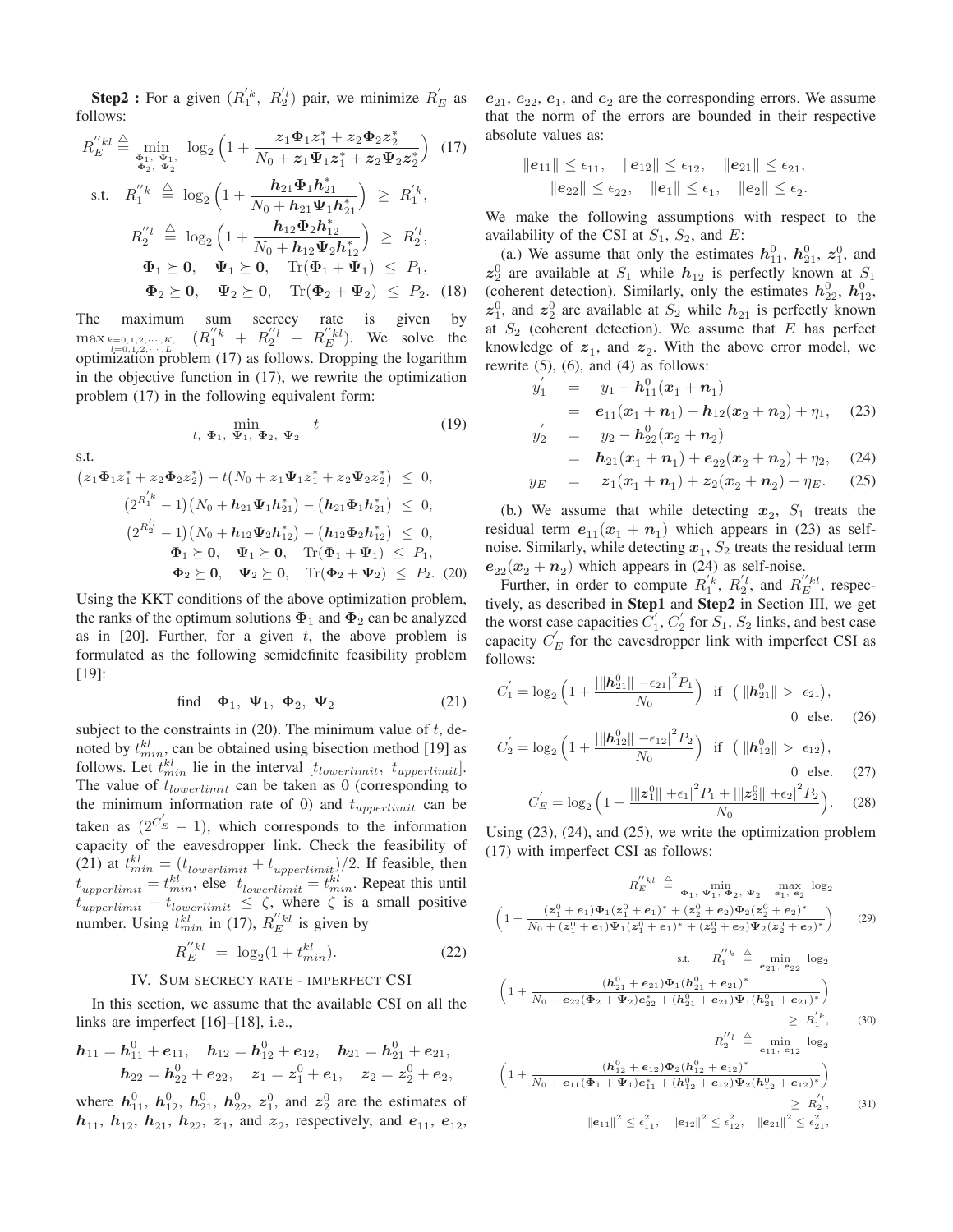**Step2 :** For a given $(R_1^{'k},\ R_2^{'l})$ pair, we minimize $R_E^{'}$ as follows:

$$R_E^{''kl} \triangleq \min_{\substack{\Phi_1,\ \Psi_1,\\ \Phi_2,\ \Psi_2}} \ \log_2\Big(1+\frac{\boldsymbol{z}_1\boldsymbol{\Phi}_1\boldsymbol{z}_1^{*}+\boldsymbol{z}_2\boldsymbol{\Phi}_2\boldsymbol{z}_2^{*}}{N_0+\boldsymbol{z}_1\boldsymbol{\Psi}_1\boldsymbol{z}_1^{*}+\boldsymbol{z}_2\boldsymbol{\Psi}_2\boldsymbol{z}_2^{*}}\Big) \quad (17)$$

$$\begin{aligned}
\text{s.t.}\quad R_1^{''k} &\triangleq \log_2\Big(1+\frac{\boldsymbol{h}_{21}\boldsymbol{\Phi}_1\boldsymbol{h}_{21}^{*}}{N_0+\boldsymbol{h}_{21}\boldsymbol{\Psi}_1\boldsymbol{h}_{21}^{*}}\Big) \ \geq\ R_1^{'k},\\
R_2^{''l} &\triangleq \log_2\Big(1+\frac{\boldsymbol{h}_{12}\boldsymbol{\Phi}_2\boldsymbol{h}_{12}^{*}}{N_0+\boldsymbol{h}_{12}\boldsymbol{\Psi}_2\boldsymbol{h}_{12}^{*}}\Big) \ \geq\ R_2^{'l},\\
&\boldsymbol{\Phi}_1\succeq\mathbf{0},\quad \boldsymbol{\Psi}_1\succeq\mathbf{0},\quad \mathrm{Tr}(\boldsymbol{\Phi}_1+\boldsymbol{\Psi}_1)\ \leq\ P_1,\\
&\boldsymbol{\Phi}_2\succeq\mathbf{0},\quad \boldsymbol{\Psi}_2\succeq\mathbf{0},\quad \mathrm{Tr}(\boldsymbol{\Phi}_2+\boldsymbol{\Psi}_2)\ \leq\ P_2. \quad (18)
\end{aligned}$$

The maximum sum secrecy rate is given by $\max_{\substack{k=0,1,2,\cdots,K,\\ l=0,1,2,\cdots,L}} \ (R_1^{''k}+R_2^{''l}-R_E^{''kl})$. We solve the optimization problem (17) as follows. Dropping the logarithm in the objective function in (17), we rewrite the optimization problem (17) in the following equivalent form:

$$\min_{t,\ \boldsymbol{\Phi}_1,\ \boldsymbol{\Psi}_1,\ \boldsymbol{\Phi}_2,\ \boldsymbol{\Psi}_2} \quad t \quad (19)$$

s.t.

$$\begin{aligned}
\big(\boldsymbol{z}_1\boldsymbol{\Phi}_1\boldsymbol{z}_1^{*}+\boldsymbol{z}_2\boldsymbol{\Phi}_2\boldsymbol{z}_2^{*}\big)-t\big(N_0+\boldsymbol{z}_1\boldsymbol{\Psi}_1\boldsymbol{z}_1^{*}+\boldsymbol{z}_2\boldsymbol{\Psi}_2\boldsymbol{z}_2^{*}\big) &\leq 0,\\
\big(2^{R_1^{'k}}-1\big)\big(N_0+\boldsymbol{h}_{21}\boldsymbol{\Psi}_1\boldsymbol{h}_{21}^{*}\big)-\big(\boldsymbol{h}_{21}\boldsymbol{\Phi}_1\boldsymbol{h}_{21}^{*}\big) &\leq 0,\\
\big(2^{R_2^{'l}}-1\big)\big(N_0+\boldsymbol{h}_{12}\boldsymbol{\Psi}_2\boldsymbol{h}_{12}^{*}\big)-\big(\boldsymbol{h}_{12}\boldsymbol{\Phi}_2\boldsymbol{h}_{12}^{*}\big) &\leq 0,\\
\boldsymbol{\Phi}_1\succeq\mathbf{0},\quad \boldsymbol{\Psi}_1\succeq\mathbf{0},\quad \mathrm{Tr}(\boldsymbol{\Phi}_1+\boldsymbol{\Psi}_1) &\leq P_1,\\
\boldsymbol{\Phi}_2\succeq\mathbf{0},\quad \boldsymbol{\Psi}_2\succeq\mathbf{0},\quad \mathrm{Tr}(\boldsymbol{\Phi}_2+\boldsymbol{\Psi}_2) &\leq P_2. \quad (20)
\end{aligned}$$

Using the KKT conditions of the above optimization problem, the ranks of the optimum solutions $\boldsymbol{\Phi}_1$ and $\boldsymbol{\Phi}_2$ can be analyzed as in [20]. Further, for a given $t$, the above problem is formulated as the following semidefinite feasibility problem [19]:

$$\text{find} \quad \boldsymbol{\Phi}_1,\ \boldsymbol{\Psi}_1,\ \boldsymbol{\Phi}_2,\ \boldsymbol{\Psi}_2 \quad (21)$$

subject to the constraints in (20). The minimum value of $t$, denoted by $t^{kl}_{min}$, can be obtained using bisection method [19] as follows. Let $t^{kl}_{min}$ lie in the interval $[t_{lowerlimit},\ t_{upperlimit}]$. The value of $t_{lowerlimit}$ can be taken as 0 (corresponding to the minimum information rate of 0) and $t_{upperlimit}$ can be taken as $(2^{C_E^{'}}-1)$, which corresponds to the information capacity of the eavesdropper link. Check the feasibility of (21) at $t^{kl}_{min}=(t_{lowerlimit}+t_{upperlimit})/2$. If feasible, then $t_{upperlimit}=t^{kl}_{min}$, else $t_{lowerlimit}=t^{kl}_{min}$. Repeat this until $t_{upperlimit}-t_{lowerlimit}\ \leq\ \zeta$, where $\zeta$ is a small positive number. Using $t^{kl}_{min}$ in (17), $R_E^{''kl}$ is given by

$$R_E^{''kl} \ = \ \log_2(1+t^{kl}_{min}). \quad (22)$$

## IV. Sum secrecy rate - imperfect CSI

In this section, we assume that the available CSI on all the links are imperfect [16]–[18], i.e.,

$$\boldsymbol{h}_{11}=\boldsymbol{h}^0_{11}+\boldsymbol{e}_{11},\quad \boldsymbol{h}_{12}=\boldsymbol{h}^0_{12}+\boldsymbol{e}_{12},\quad \boldsymbol{h}_{21}=\boldsymbol{h}^0_{21}+\boldsymbol{e}_{21},$$
$$\boldsymbol{h}_{22}=\boldsymbol{h}^0_{22}+\boldsymbol{e}_{22},\quad \boldsymbol{z}_1=\boldsymbol{z}^0_1+\boldsymbol{e}_1,\quad \boldsymbol{z}_2=\boldsymbol{z}^0_2+\boldsymbol{e}_2,$$

where $\boldsymbol{h}^0_{11}$, $\boldsymbol{h}^0_{12}$, $\boldsymbol{h}^0_{21}$, $\boldsymbol{h}^0_{22}$, $\boldsymbol{z}^0_1$, and $\boldsymbol{z}^0_2$ are the estimates of $\boldsymbol{h}_{11}$, $\boldsymbol{h}_{12}$, $\boldsymbol{h}_{21}$, $\boldsymbol{h}_{22}$, $\boldsymbol{z}_1$, and $\boldsymbol{z}_2$, respectively, and $\boldsymbol{e}_{11}$, $\boldsymbol{e}_{12}$, $\boldsymbol{e}_{21}$, $\boldsymbol{e}_{22}$, $\boldsymbol{e}_1$, and $\boldsymbol{e}_2$ are the corresponding errors. We assume that the norm of the errors are bounded in their respective absolute values as:

$$\|\boldsymbol{e}_{11}\|\leq\epsilon_{11},\quad \|\boldsymbol{e}_{12}\|\leq\epsilon_{12},\quad \|\boldsymbol{e}_{21}\|\leq\epsilon_{21},$$
$$\|\boldsymbol{e}_{22}\|\leq\epsilon_{22},\quad \|\boldsymbol{e}_{1}\|\leq\epsilon_{1},\quad \|\boldsymbol{e}_{2}\|\leq\epsilon_{2}.$$

We make the following assumptions with respect to the availability of the CSI at $S_1$, $S_2$, and $E$:

(a.) We assume that only the estimates $\boldsymbol{h}^0_{11}$, $\boldsymbol{h}^0_{21}$, $\boldsymbol{z}^0_1$, and $\boldsymbol{z}^0_2$ are available at $S_1$ while $\boldsymbol{h}_{12}$ is perfectly known at $S_1$ (coherent detection). Similarly, only the estimates $\boldsymbol{h}^0_{22}$, $\boldsymbol{h}^0_{12}$, $\boldsymbol{z}^0_1$, and $\boldsymbol{z}^0_2$ are available at $S_2$ while $\boldsymbol{h}_{21}$ is perfectly known at $S_2$ (coherent detection). We assume that $E$ has perfect knowledge of $\boldsymbol{z}_1$, and $\boldsymbol{z}_2$. With the above error model, we rewrite (5), (6), and (4) as follows:

$$\begin{aligned}
y_1^{'} &= y_1-\boldsymbol{h}^0_{11}(\boldsymbol{x}_1+\boldsymbol{n}_1)\\
&= \boldsymbol{e}_{11}(\boldsymbol{x}_1+\boldsymbol{n}_1)+\boldsymbol{h}_{12}(\boldsymbol{x}_2+\boldsymbol{n}_2)+\eta_1, \quad (23)\\
y_2^{'} &= y_2-\boldsymbol{h}^0_{22}(\boldsymbol{x}_2+\boldsymbol{n}_2)\\
&= \boldsymbol{h}_{21}(\boldsymbol{x}_1+\boldsymbol{n}_1)+\boldsymbol{e}_{22}(\boldsymbol{x}_2+\boldsymbol{n}_2)+\eta_2, \quad (24)\\
y_E &= \boldsymbol{z}_1(\boldsymbol{x}_1+\boldsymbol{n}_1)+\boldsymbol{z}_2(\boldsymbol{x}_2+\boldsymbol{n}_2)+\eta_E. \quad (25)
\end{aligned}$$

(b.) We assume that while detecting $\boldsymbol{x}_2$, $S_1$ treats the residual term $\boldsymbol{e}_{11}(\boldsymbol{x}_1+\boldsymbol{n}_1)$ which appears in (23) as self-noise. Similarly, while detecting $\boldsymbol{x}_1$, $S_2$ treats the residual term $\boldsymbol{e}_{22}(\boldsymbol{x}_2+\boldsymbol{n}_2)$ which appears in (24) as self-noise.

Further, in order to compute $R_1^{'k}$, $R_2^{'l}$, and $R_E^{''kl}$, respectively, as described in **Step1** and **Step2** in Section III, we get the worst case capacities $C_1^{'}$, $C_2^{'}$ for $S_1$, $S_2$ links, and best case capacity $C_E^{'}$ for the eavesdropper link with imperfect CSI as follows:

$$C_1^{'}=\log_2\Big(1+\frac{\big|\|\boldsymbol{h}^0_{21}\|-\epsilon_{21}\big|^2P_1}{N_0}\Big) \ \text{ if } \ \big(\|\boldsymbol{h}^0_{21}\|>\ \epsilon_{21}\big), \quad 0 \ \text{else.} \quad (26)$$

$$C_2^{'}=\log_2\Big(1+\frac{\big|\|\boldsymbol{h}^0_{12}\|-\epsilon_{12}\big|^2P_2}{N_0}\Big) \ \text{ if } \ \big(\|\boldsymbol{h}^0_{12}\|>\ \epsilon_{12}\big), \quad 0 \ \text{else.} \quad (27)$$

$$C_E^{'}=\log_2\Big(1+\frac{\big|\|\boldsymbol{z}^0_1\|+\epsilon_1\big|^2P_1+\big|\|\boldsymbol{z}^0_2\|+\epsilon_2\big|^2P_2}{N_0}\Big). \quad (28)$$

Using (23), (24), and (25), we write the optimization problem (17) with imperfect CSI as follows:

$$R_E^{''kl} \triangleq \min_{\boldsymbol{\Phi}_1,\ \boldsymbol{\Psi}_1,\ \boldsymbol{\Phi}_2,\ \boldsymbol{\Psi}_2}\ \max_{\boldsymbol{e}_1,\ \boldsymbol{e}_2}\ \log_2 \Big(1+\frac{(\boldsymbol{z}^0_1+\boldsymbol{e}_1)\boldsymbol{\Phi}_1(\boldsymbol{z}^0_1+\boldsymbol{e}_1)^{*}+(\boldsymbol{z}^0_2+\boldsymbol{e}_2)\boldsymbol{\Phi}_2(\boldsymbol{z}^0_2+\boldsymbol{e}_2)^{*}}{N_0+(\boldsymbol{z}^0_1+\boldsymbol{e}_1)\boldsymbol{\Psi}_1(\boldsymbol{z}^0_1+\boldsymbol{e}_1)^{*}+(\boldsymbol{z}^0_2+\boldsymbol{e}_2)\boldsymbol{\Psi}_2(\boldsymbol{z}^0_2+\boldsymbol{e}_2)^{*}}\Big) \quad (29)$$

$$\text{s.t.} \quad R_1^{''k} \triangleq \min_{\boldsymbol{e}_{21},\ \boldsymbol{e}_{22}}\ \log_2 \Big(1+\frac{(\boldsymbol{h}^0_{21}+\boldsymbol{e}_{21})\boldsymbol{\Phi}_1(\boldsymbol{h}^0_{21}+\boldsymbol{e}_{21})^{*}}{N_0+\boldsymbol{e}_{22}(\boldsymbol{\Phi}_2+\boldsymbol{\Psi}_2)\boldsymbol{e}_{22}^{*}+(\boldsymbol{h}^0_{21}+\boldsymbol{e}_{21})\boldsymbol{\Psi}_1(\boldsymbol{h}^0_{21}+\boldsymbol{e}_{21})^{*}}\Big) \geq R_1^{'k}, \quad (30)$$

$$R_2^{''l} \triangleq \min_{\boldsymbol{e}_{11},\ \boldsymbol{e}_{12}}\ \log_2 \Big(1+\frac{(\boldsymbol{h}^0_{12}+\boldsymbol{e}_{12})\boldsymbol{\Phi}_2(\boldsymbol{h}^0_{12}+\boldsymbol{e}_{12})^{*}}{N_0+\boldsymbol{e}_{11}(\boldsymbol{\Phi}_1+\boldsymbol{\Psi}_1)\boldsymbol{e}_{11}^{*}+(\boldsymbol{h}^0_{12}+\boldsymbol{e}_{12})\boldsymbol{\Psi}_2(\boldsymbol{h}^0_{12}+\boldsymbol{e}_{12})^{*}}\Big) \geq R_2^{'l}, \quad (31)$$

$$\|\boldsymbol{e}_{11}\|^2\leq\epsilon_{11}^2,\quad \|\boldsymbol{e}_{12}\|^2\leq\epsilon_{12}^2,\quad \|\boldsymbol{e}_{21}\|^2\leq\epsilon_{21}^2,$$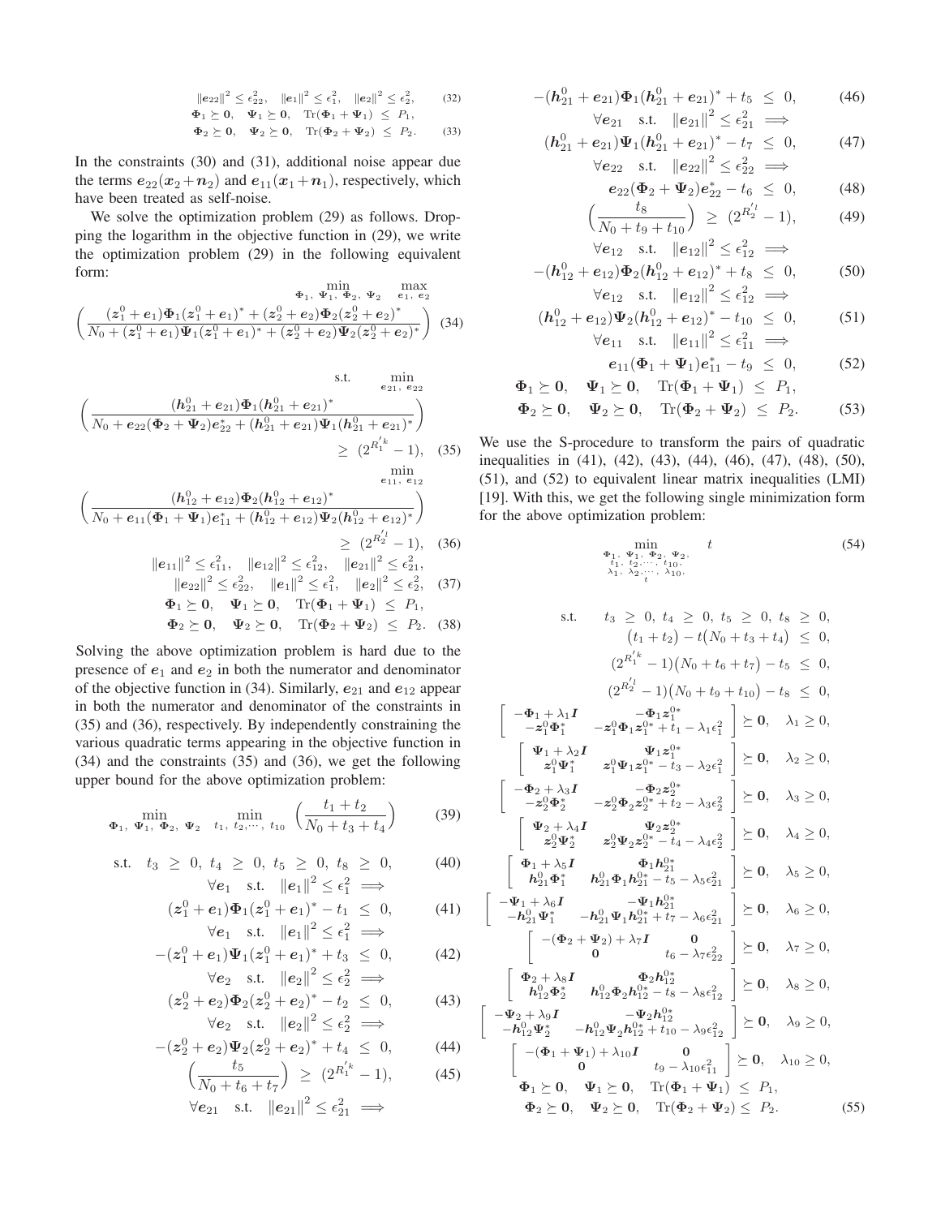$$\|\boldsymbol{e}_{22}\|^2 \leq \epsilon_{22}^2, \quad \|\boldsymbol{e}_1\|^2 \leq \epsilon_1^2, \quad \|\boldsymbol{e}_2\|^2 \leq \epsilon_2^2, \tag{32}$$

$$\boldsymbol{\Phi}_1 \succeq \mathbf{0}, \quad \boldsymbol{\Psi}_1 \succeq \mathbf{0}, \quad \mathrm{Tr}(\boldsymbol{\Phi}_1 + \boldsymbol{\Psi}_1) \leq P_1,$$
$$\boldsymbol{\Phi}_2 \succeq \mathbf{0}, \quad \boldsymbol{\Psi}_2 \succeq \mathbf{0}, \quad \mathrm{Tr}(\boldsymbol{\Phi}_2 + \boldsymbol{\Psi}_2) \leq P_2. \tag{33}$$

In the constraints (30) and (31), additional noise appear due the terms $\boldsymbol{e}_{22}(\boldsymbol{x}_2 + \boldsymbol{n}_2)$ and $\boldsymbol{e}_{11}(\boldsymbol{x}_1 + \boldsymbol{n}_1)$, respectively, which have been treated as self-noise.

We solve the optimization problem (29) as follows. Dropping the logarithm in the objective function in (29), we write the optimization problem (29) in the following equivalent form:

$$\min_{\boldsymbol{\Phi}_1, \boldsymbol{\Psi}_1, \boldsymbol{\Phi}_2, \boldsymbol{\Psi}_2} \ \max_{\boldsymbol{e}_1, \boldsymbol{e}_2} \left( \frac{(\boldsymbol{z}_1^0 + \boldsymbol{e}_1)\boldsymbol{\Phi}_1(\boldsymbol{z}_1^0 + \boldsymbol{e}_1)^* + (\boldsymbol{z}_2^0 + \boldsymbol{e}_2)\boldsymbol{\Phi}_2(\boldsymbol{z}_2^0 + \boldsymbol{e}_2)^*}{N_0 + (\boldsymbol{z}_1^0 + \boldsymbol{e}_1)\boldsymbol{\Psi}_1(\boldsymbol{z}_1^0 + \boldsymbol{e}_1)^* + (\boldsymbol{z}_2^0 + \boldsymbol{e}_2)\boldsymbol{\Psi}_2(\boldsymbol{z}_2^0 + \boldsymbol{e}_2)^*} \right) \tag{34}$$

$$\text{s.t.} \quad \min_{\boldsymbol{e}_{21}, \boldsymbol{e}_{22}} \left( \frac{(\boldsymbol{h}_{21}^0 + \boldsymbol{e}_{21})\boldsymbol{\Phi}_1(\boldsymbol{h}_{21}^0 + \boldsymbol{e}_{21})^*}{N_0 + \boldsymbol{e}_{22}(\boldsymbol{\Phi}_2 + \boldsymbol{\Psi}_2)\boldsymbol{e}_{22}^* + (\boldsymbol{h}_{21}^0 + \boldsymbol{e}_{21})\boldsymbol{\Psi}_1(\boldsymbol{h}_{21}^0 + \boldsymbol{e}_{21})^*} \right) \geq (2^{R_1^{'k}} - 1), \tag{35}$$

$$\min_{\boldsymbol{e}_{11}, \boldsymbol{e}_{12}} \left( \frac{(\boldsymbol{h}_{12}^0 + \boldsymbol{e}_{12})\boldsymbol{\Phi}_2(\boldsymbol{h}_{12}^0 + \boldsymbol{e}_{12})^*}{N_0 + \boldsymbol{e}_{11}(\boldsymbol{\Phi}_1 + \boldsymbol{\Psi}_1)\boldsymbol{e}_{11}^* + (\boldsymbol{h}_{12}^0 + \boldsymbol{e}_{12})\boldsymbol{\Psi}_2(\boldsymbol{h}_{12}^0 + \boldsymbol{e}_{12})^*} \right) \geq (2^{R_2^{'l}} - 1), \tag{36}$$

$$\|\boldsymbol{e}_{11}\|^2 \leq \epsilon_{11}^2, \quad \|\boldsymbol{e}_{12}\|^2 \leq \epsilon_{12}^2, \quad \|\boldsymbol{e}_{21}\|^2 \leq \epsilon_{21}^2,$$
$$\|\boldsymbol{e}_{22}\|^2 \leq \epsilon_{22}^2, \quad \|\boldsymbol{e}_1\|^2 \leq \epsilon_1^2, \quad \|\boldsymbol{e}_2\|^2 \leq \epsilon_2^2, \tag{37}$$

$$\boldsymbol{\Phi}_1 \succeq \mathbf{0}, \quad \boldsymbol{\Psi}_1 \succeq \mathbf{0}, \quad \mathrm{Tr}(\boldsymbol{\Phi}_1 + \boldsymbol{\Psi}_1) \leq P_1,$$
$$\boldsymbol{\Phi}_2 \succeq \mathbf{0}, \quad \boldsymbol{\Psi}_2 \succeq \mathbf{0}, \quad \mathrm{Tr}(\boldsymbol{\Phi}_2 + \boldsymbol{\Psi}_2) \leq P_2. \tag{38}$$

Solving the above optimization problem is hard due to the presence of $\boldsymbol{e}_1$ and $\boldsymbol{e}_2$ in both the numerator and denominator of the objective function in (34). Similarly, $\boldsymbol{e}_{21}$ and $\boldsymbol{e}_{12}$ appear in both the numerator and denominator of the constraints in (35) and (36), respectively. By independently constraining the various quadratic terms appearing in the objective function in (34) and the constraints (35) and (36), we get the following upper bound for the above optimization problem:

$$\min_{\boldsymbol{\Phi}_1, \boldsymbol{\Psi}_1, \boldsymbol{\Phi}_2, \boldsymbol{\Psi}_2} \ \min_{t_1, t_2, \cdots, t_{10}} \left( \frac{t_1 + t_2}{N_0 + t_3 + t_4} \right) \tag{39}$$

$$\text{s.t.} \quad t_3 \geq 0, \ t_4 \geq 0, \ t_5 \geq 0, \ t_8 \geq 0, \tag{40}$$

$$\forall \boldsymbol{e}_1 \ \text{ s.t. } \ \|\boldsymbol{e}_1\|^2 \leq \epsilon_1^2 \implies$$
$$(\boldsymbol{z}_1^0 + \boldsymbol{e}_1)\boldsymbol{\Phi}_1(\boldsymbol{z}_1^0 + \boldsymbol{e}_1)^* - t_1 \leq 0, \tag{41}$$

$$\forall \boldsymbol{e}_1 \ \text{ s.t. } \ \|\boldsymbol{e}_1\|^2 \leq \epsilon_1^2 \implies$$
$$-(\boldsymbol{z}_1^0 + \boldsymbol{e}_1)\boldsymbol{\Psi}_1(\boldsymbol{z}_1^0 + \boldsymbol{e}_1)^* + t_3 \leq 0, \tag{42}$$

$$\forall \boldsymbol{e}_2 \ \text{ s.t. } \ \|\boldsymbol{e}_2\|^2 \leq \epsilon_2^2 \implies$$
$$(\boldsymbol{z}_2^0 + \boldsymbol{e}_2)\boldsymbol{\Phi}_2(\boldsymbol{z}_2^0 + \boldsymbol{e}_2)^* - t_2 \leq 0, \tag{43}$$

$$\forall \boldsymbol{e}_2 \ \text{ s.t. } \ \|\boldsymbol{e}_2\|^2 \leq \epsilon_2^2 \implies$$
$$-(\boldsymbol{z}_2^0 + \boldsymbol{e}_2)\boldsymbol{\Psi}_2(\boldsymbol{z}_2^0 + \boldsymbol{e}_2)^* + t_4 \leq 0, \tag{44}$$

$$\left( \frac{t_5}{N_0 + t_6 + t_7} \right) \geq (2^{R_1^{'k}} - 1), \tag{45}$$

$$\forall \boldsymbol{e}_{21} \ \text{ s.t. } \ \|\boldsymbol{e}_{21}\|^2 \leq \epsilon_{21}^2 \implies$$
$$-(\boldsymbol{h}_{21}^0 + \boldsymbol{e}_{21})\boldsymbol{\Phi}_1(\boldsymbol{h}_{21}^0 + \boldsymbol{e}_{21})^* + t_5 \leq 0, \tag{46}$$

$$\forall \boldsymbol{e}_{21} \ \text{ s.t. } \ \|\boldsymbol{e}_{21}\|^2 \leq \epsilon_{21}^2 \implies$$
$$(\boldsymbol{h}_{21}^0 + \boldsymbol{e}_{21})\boldsymbol{\Psi}_1(\boldsymbol{h}_{21}^0 + \boldsymbol{e}_{21})^* - t_7 \leq 0, \tag{47}$$

$$\forall \boldsymbol{e}_{22} \ \text{ s.t. } \ \|\boldsymbol{e}_{22}\|^2 \leq \epsilon_{22}^2 \implies$$
$$\boldsymbol{e}_{22}(\boldsymbol{\Phi}_2 + \boldsymbol{\Psi}_2)\boldsymbol{e}_{22}^* - t_6 \leq 0, \tag{48}$$

$$\left( \frac{t_8}{N_0 + t_9 + t_{10}} \right) \geq (2^{R_2^{'l}} - 1), \tag{49}$$

$$\forall \boldsymbol{e}_{12} \ \text{ s.t. } \ \|\boldsymbol{e}_{12}\|^2 \leq \epsilon_{12}^2 \implies$$
$$-(\boldsymbol{h}_{12}^0 + \boldsymbol{e}_{12})\boldsymbol{\Phi}_2(\boldsymbol{h}_{12}^0 + \boldsymbol{e}_{12})^* + t_8 \leq 0, \tag{50}$$

$$\forall \boldsymbol{e}_{12} \ \text{ s.t. } \ \|\boldsymbol{e}_{12}\|^2 \leq \epsilon_{12}^2 \implies$$
$$(\boldsymbol{h}_{12}^0 + \boldsymbol{e}_{12})\boldsymbol{\Psi}_2(\boldsymbol{h}_{12}^0 + \boldsymbol{e}_{12})^* - t_{10} \leq 0, \tag{51}$$

$$\forall \boldsymbol{e}_{11} \ \text{ s.t. } \ \|\boldsymbol{e}_{11}\|^2 \leq \epsilon_{11}^2 \implies$$
$$\boldsymbol{e}_{11}(\boldsymbol{\Phi}_1 + \boldsymbol{\Psi}_1)\boldsymbol{e}_{11}^* - t_9 \leq 0, \tag{52}$$

$$\boldsymbol{\Phi}_1 \succeq \mathbf{0}, \quad \boldsymbol{\Psi}_1 \succeq \mathbf{0}, \quad \mathrm{Tr}(\boldsymbol{\Phi}_1 + \boldsymbol{\Psi}_1) \leq P_1,$$
$$\boldsymbol{\Phi}_2 \succeq \mathbf{0}, \quad \boldsymbol{\Psi}_2 \succeq \mathbf{0}, \quad \mathrm{Tr}(\boldsymbol{\Phi}_2 + \boldsymbol{\Psi}_2) \leq P_2. \tag{53}$$

We use the S-procedure to transform the pairs of quadratic inequalities in (41), (42), (43), (44), (46), (47), (48), (50), (51), and (52) to equivalent linear matrix inequalities (LMI) [19]. With this, we get the following single minimization form for the above optimization problem:

$$\min_{\substack{\boldsymbol{\Phi}_1, \boldsymbol{\Psi}_1, \boldsymbol{\Phi}_2, \boldsymbol{\Psi}_2, \\ t_1, t_2, \cdots, t_{10}, \\ \lambda_1, \lambda_2, \cdots, \lambda_{10}, \\ t}} \quad t \tag{54}$$

$$\text{s.t.} \quad t_3 \geq 0, \ t_4 \geq 0, \ t_5 \geq 0, \ t_8 \geq 0,$$
$$(t_1 + t_2) - t(N_0 + t_3 + t_4) \leq 0,$$
$$(2^{R_1^{'k}} - 1)(N_0 + t_6 + t_7) - t_5 \leq 0,$$
$$(2^{R_2^{'l}} - 1)(N_0 + t_9 + t_{10}) - t_8 \leq 0,$$

$$\begin{bmatrix} -\boldsymbol{\Phi}_1 + \lambda_1 \boldsymbol{I} & -\boldsymbol{\Phi}_1 \boldsymbol{z}_1^{0*} \\ -\boldsymbol{z}_1^0 \boldsymbol{\Phi}_1^* & -\boldsymbol{z}_1^0 \boldsymbol{\Phi}_1 \boldsymbol{z}_1^{0*} + t_1 - \lambda_1 \epsilon_1^2 \end{bmatrix} \succeq \mathbf{0}, \quad \lambda_1 \geq 0,$$

$$\begin{bmatrix} \boldsymbol{\Psi}_1 + \lambda_2 \boldsymbol{I} & \boldsymbol{\Psi}_1 \boldsymbol{z}_1^{0*} \\ \boldsymbol{z}_1^0 \boldsymbol{\Psi}_1^* & \boldsymbol{z}_1^0 \boldsymbol{\Psi}_1 \boldsymbol{z}_1^{0*} - t_3 - \lambda_2 \epsilon_1^2 \end{bmatrix} \succeq \mathbf{0}, \quad \lambda_2 \geq 0,$$

$$\begin{bmatrix} -\boldsymbol{\Phi}_2 + \lambda_3 \boldsymbol{I} & -\boldsymbol{\Phi}_2 \boldsymbol{z}_2^{0*} \\ -\boldsymbol{z}_2^0 \boldsymbol{\Phi}_2^* & -\boldsymbol{z}_2^0 \boldsymbol{\Phi}_2 \boldsymbol{z}_2^{0*} + t_2 - \lambda_3 \epsilon_2^2 \end{bmatrix} \succeq \mathbf{0}, \quad \lambda_3 \geq 0,$$

$$\begin{bmatrix} \boldsymbol{\Psi}_2 + \lambda_4 \boldsymbol{I} & \boldsymbol{\Psi}_2 \boldsymbol{z}_2^{0*} \\ \boldsymbol{z}_2^0 \boldsymbol{\Psi}_2^* & \boldsymbol{z}_2^0 \boldsymbol{\Psi}_2 \boldsymbol{z}_2^{0*} - t_4 - \lambda_4 \epsilon_2^2 \end{bmatrix} \succeq \mathbf{0}, \quad \lambda_4 \geq 0,$$

$$\begin{bmatrix} \boldsymbol{\Phi}_1 + \lambda_5 \boldsymbol{I} & \boldsymbol{\Phi}_1 \boldsymbol{h}_{21}^{0*} \\ \boldsymbol{h}_{21}^0 \boldsymbol{\Phi}_1^* & \boldsymbol{h}_{21}^0 \boldsymbol{\Phi}_1 \boldsymbol{h}_{21}^{0*} - t_5 - \lambda_5 \epsilon_{21}^2 \end{bmatrix} \succeq \mathbf{0}, \quad \lambda_5 \geq 0,$$

$$\begin{bmatrix} -\boldsymbol{\Psi}_1 + \lambda_6 \boldsymbol{I} & -\boldsymbol{\Psi}_1 \boldsymbol{h}_{21}^{0*} \\ -\boldsymbol{h}_{21}^0 \boldsymbol{\Psi}_1^* & -\boldsymbol{h}_{21}^0 \boldsymbol{\Psi}_1 \boldsymbol{h}_{21}^{0*} + t_7 - \lambda_6 \epsilon_{21}^2 \end{bmatrix} \succeq \mathbf{0}, \quad \lambda_6 \geq 0,$$

$$\begin{bmatrix} -(\boldsymbol{\Phi}_2 + \boldsymbol{\Psi}_2) + \lambda_7 \boldsymbol{I} & \mathbf{0} \\ \mathbf{0} & t_6 - \lambda_7 \epsilon_{22}^2 \end{bmatrix} \succeq \mathbf{0}, \quad \lambda_7 \geq 0,$$

$$\begin{bmatrix} \boldsymbol{\Phi}_2 + \lambda_8 \boldsymbol{I} & \boldsymbol{\Phi}_2 \boldsymbol{h}_{12}^{0*} \\ \boldsymbol{h}_{12}^0 \boldsymbol{\Phi}_2^* & \boldsymbol{h}_{12}^0 \boldsymbol{\Phi}_2 \boldsymbol{h}_{12}^{0*} - t_8 - \lambda_8 \epsilon_{12}^2 \end{bmatrix} \succeq \mathbf{0}, \quad \lambda_8 \geq 0,$$

$$\begin{bmatrix} -\boldsymbol{\Psi}_2 + \lambda_9 \boldsymbol{I} & -\boldsymbol{\Psi}_2 \boldsymbol{h}_{12}^{0*} \\ -\boldsymbol{h}_{12}^0 \boldsymbol{\Psi}_2^* & -\boldsymbol{h}_{12}^0 \boldsymbol{\Psi}_2 \boldsymbol{h}_{12}^{0*} + t_{10} - \lambda_9 \epsilon_{12}^2 \end{bmatrix} \succeq \mathbf{0}, \quad \lambda_9 \geq 0,$$

$$\begin{bmatrix} -(\boldsymbol{\Phi}_1 + \boldsymbol{\Psi}_1) + \lambda_{10} \boldsymbol{I} & \mathbf{0} \\ \mathbf{0} & t_9 - \lambda_{10} \epsilon_{11}^2 \end{bmatrix} \succeq \mathbf{0}, \quad \lambda_{10} \geq 0,$$

$$\boldsymbol{\Phi}_1 \succeq \mathbf{0}, \quad \boldsymbol{\Psi}_1 \succeq \mathbf{0}, \quad \mathrm{Tr}(\boldsymbol{\Phi}_1 + \boldsymbol{\Psi}_1) \leq P_1,$$
$$\boldsymbol{\Phi}_2 \succeq \mathbf{0}, \quad \boldsymbol{\Psi}_2 \succeq \mathbf{0}, \quad \mathrm{Tr}(\boldsymbol{\Phi}_2 + \boldsymbol{\Psi}_2) \leq P_2. \tag{55}$$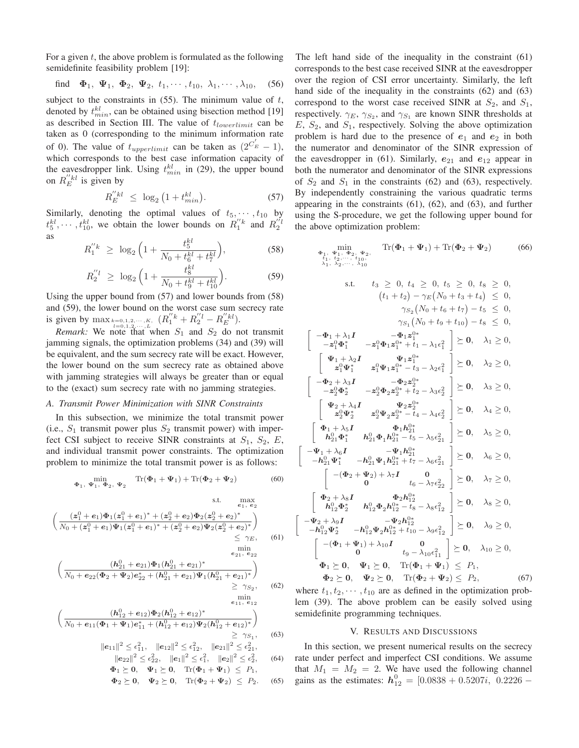For a given $t$, the above problem is formulated as the following semidefinite feasibility problem [19]:

$$\text{find} \quad \boldsymbol{\Phi}_1,\ \boldsymbol{\Psi}_1,\ \boldsymbol{\Phi}_2,\ \boldsymbol{\Psi}_2,\ t_1, \cdots, t_{10},\ \lambda_1, \cdots, \lambda_{10}, \tag{56}$$

subject to the constraints in (55). The minimum value of $t$, denoted by $t^{kl}_{min}$, can be obtained using bisection method [19] as described in Section III. The value of $t_{lowerlimit}$ can be taken as 0 (corresponding to the minimum information rate of 0). The value of $t_{upperlimit}$ can be taken as $(2^{C^{'}_{E}} - 1)$, which corresponds to the best case information capacity of the eavesdropper link. Using $t^{kl}_{min}$ in (29), the upper bound on $R^{''kl}_{E}$ is given by

$$R^{''kl}_{E} \ \leq \ \log_2\big(1 + t^{kl}_{min}\big). \tag{57}$$

Similarly, denoting the optimal values of $t_5, \cdots, t_{10}$ by $t^{kl}_5, \cdots, t^{kl}_{10}$, we obtain the lower bounds on $R^{''k}_{1}$ and $R^{''l}_{2}$ as

$$R^{''k}_{1} \ \geq \ \log_2\Big(1 + \frac{t^{kl}_5}{N_0 + t^{kl}_6 + t^{kl}_7}\Big), \tag{58}$$

$$R^{''l}_{2} \ \geq \ \log_2\Big(1 + \frac{t^{kl}_8}{N_0 + t^{kl}_9 + t^{kl}_{10}}\Big). \tag{59}$$

Using the upper bound from (57) and lower bounds from (58) and (59), the lower bound on the worst case sum secrecy rate is given by $\max_{\substack{k=0,1,2,\cdots,K,\\ l=0,1,2,\cdots,L}} \ (R^{''k}_{1} + R^{''l}_{2} - R^{''kl}_{E})$.

*Remark:* We note that when $S_1$ and $S_2$ do not transmit jamming signals, the optimization problems (34) and (39) will be equivalent, and the sum secrecy rate will be exact. However, the lower bound on the sum secrecy rate as obtained above with jamming strategies will always be greater than or equal to the (exact) sum secrecy rate with no jamming strategies.

### A. Transmit Power Minimization with SINR Constraints

In this subsection, we minimize the total transmit power (i.e., $S_1$ transmit power plus $S_2$ transmit power) with imperfect CSI subject to receive SINR constraints at $S_1$, $S_2$, $E$, and individual transmit power constraints. The optimization problem to minimize the total transmit power is as follows:

$$\min_{\boldsymbol{\Phi}_1,\ \boldsymbol{\Psi}_1,\ \boldsymbol{\Phi}_2,\ \boldsymbol{\Psi}_2} \quad \text{Tr}(\boldsymbol{\Phi}_1 + \boldsymbol{\Psi}_1) + \text{Tr}(\boldsymbol{\Phi}_2 + \boldsymbol{\Psi}_2) \tag{60}$$

$$\text{s.t.} \quad \max_{\boldsymbol{e}_1,\ \boldsymbol{e}_2} \Big(\frac{(\boldsymbol{z}^0_1 + \boldsymbol{e}_1)\boldsymbol{\Phi}_1(\boldsymbol{z}^0_1 + \boldsymbol{e}_1)^{\ast} + (\boldsymbol{z}^0_2 + \boldsymbol{e}_2)\boldsymbol{\Phi}_2(\boldsymbol{z}^0_2 + \boldsymbol{e}_2)^{\ast}}{N_0 + (\boldsymbol{z}^0_1 + \boldsymbol{e}_1)\boldsymbol{\Psi}_1(\boldsymbol{z}^0_1 + \boldsymbol{e}_1)^{\ast} + (\boldsymbol{z}^0_2 + \boldsymbol{e}_2)\boldsymbol{\Psi}_2(\boldsymbol{z}^0_2 + \boldsymbol{e}_2)^{\ast}}\Big) \leq \gamma_E, \tag{61}$$

$$\min_{\boldsymbol{e}_{21},\ \boldsymbol{e}_{22}} \Big(\frac{(\boldsymbol{h}^0_{21} + \boldsymbol{e}_{21})\boldsymbol{\Phi}_1(\boldsymbol{h}^0_{21} + \boldsymbol{e}_{21})^{\ast}}{N_0 + \boldsymbol{e}_{22}(\boldsymbol{\Phi}_2 + \boldsymbol{\Psi}_2)\boldsymbol{e}^{\ast}_{22} + (\boldsymbol{h}^0_{21} + \boldsymbol{e}_{21})\boldsymbol{\Psi}_1(\boldsymbol{h}^0_{21} + \boldsymbol{e}_{21})^{\ast}}\Big) \geq \gamma_{S_2}, \tag{62}$$

$$\min_{\boldsymbol{e}_{11},\ \boldsymbol{e}_{12}} \Big(\frac{(\boldsymbol{h}^0_{12} + \boldsymbol{e}_{12})\boldsymbol{\Phi}_2(\boldsymbol{h}^0_{12} + \boldsymbol{e}_{12})^{\ast}}{N_0 + \boldsymbol{e}_{11}(\boldsymbol{\Phi}_1 + \boldsymbol{\Psi}_1)\boldsymbol{e}^{\ast}_{11} + (\boldsymbol{h}^0_{12} + \boldsymbol{e}_{12})\boldsymbol{\Psi}_2(\boldsymbol{h}^0_{12} + \boldsymbol{e}_{12})^{\ast}}\Big) \geq \gamma_{S_1}, \tag{63}$$

$$\|\boldsymbol{e}_{11}\|^2 \leq \epsilon^2_{11}, \quad \|\boldsymbol{e}_{12}\|^2 \leq \epsilon^2_{12}, \quad \|\boldsymbol{e}_{21}\|^2 \leq \epsilon^2_{21},$$
$$\|\boldsymbol{e}_{22}\|^2 \leq \epsilon^2_{22}, \quad \|\boldsymbol{e}_1\|^2 \leq \epsilon^2_{1}, \quad \|\boldsymbol{e}_2\|^2 \leq \epsilon^2_{2}, \tag{64}$$

$$\boldsymbol{\Phi}_1 \succeq \boldsymbol{0}, \quad \boldsymbol{\Psi}_1 \succeq \boldsymbol{0}, \quad \text{Tr}(\boldsymbol{\Phi}_1 + \boldsymbol{\Psi}_1) \ \leq \ P_1,$$
$$\boldsymbol{\Phi}_2 \succeq \boldsymbol{0}, \quad \boldsymbol{\Psi}_2 \succeq \boldsymbol{0}, \quad \text{Tr}(\boldsymbol{\Phi}_2 + \boldsymbol{\Psi}_2) \ \leq \ P_2. \tag{65}$$

The left hand side of the inequality in the constraint (61) corresponds to the best case received SINR at the eavesdropper over the region of CSI error uncertainty. Similarly, the left hand side of the inequality in the constraints (62) and (63) correspond to the worst case received SINR at $S_2$, and $S_1$, respectively. $\gamma_E$, $\gamma_{S_2}$, and $\gamma_{S_1}$ are known SINR thresholds at $E$, $S_2$, and $S_1$, respectively. Solving the above optimization problem is hard due to the presence of $\boldsymbol{e}_1$ and $\boldsymbol{e}_2$ in both the numerator and denominator of the SINR expression of the eavesdropper in (61). Similarly, $\boldsymbol{e}_{21}$ and $\boldsymbol{e}_{12}$ appear in both the numerator and denominator of the SINR expressions of $S_2$ and $S_1$ in the constraints (62) and (63), respectively. By independently constraining the various quadratic terms appearing in the constraints (61), (62), and (63), and further using the S-procedure, we get the following upper bound for the above optimization problem:

$$\min_{\substack{\boldsymbol{\Phi}_1,\ \boldsymbol{\Psi}_1,\ \boldsymbol{\Phi}_2,\ \boldsymbol{\Psi}_2,\\ t_1,\ t_2, \cdots,\ t_{10},\\ \lambda_1,\ \lambda_2, \cdots,\ \lambda_{10}}} \quad \text{Tr}(\boldsymbol{\Phi}_1 + \boldsymbol{\Psi}_1) + \text{Tr}(\boldsymbol{\Phi}_2 + \boldsymbol{\Psi}_2) \tag{66}$$

$$\begin{aligned}
\text{s.t.} \quad & t_3 \ \geq \ 0,\ t_4 \ \geq \ 0,\ t_5 \ \geq \ 0,\ t_8 \ \geq \ 0, \\
& \big(t_1 + t_2\big) - \gamma_E\big(N_0 + t_3 + t_4\big) \ \leq \ 0, \\
& \gamma_{S_2}\big(N_0 + t_6 + t_7\big) - t_5 \ \leq \ 0, \\
& \gamma_{S_1}\big(N_0 + t_9 + t_{10}\big) - t_8 \ \leq \ 0, \\
& \begin{bmatrix} -\boldsymbol{\Phi}_1 + \lambda_1\boldsymbol{I} & -\boldsymbol{\Phi}_1\boldsymbol{z}^{0\ast}_1 \\ -\boldsymbol{z}^0_1\boldsymbol{\Phi}^{\ast}_1 & -\boldsymbol{z}^0_1\boldsymbol{\Phi}_1\boldsymbol{z}^{0\ast}_1 + t_1 - \lambda_1\epsilon^2_1 \end{bmatrix} \succeq \boldsymbol{0}, \quad \lambda_1 \geq 0, \\
& \begin{bmatrix} \boldsymbol{\Psi}_1 + \lambda_2\boldsymbol{I} & \boldsymbol{\Psi}_1\boldsymbol{z}^{0\ast}_1 \\ \boldsymbol{z}^0_1\boldsymbol{\Psi}^{\ast}_1 & \boldsymbol{z}^0_1\boldsymbol{\Psi}_1\boldsymbol{z}^{0\ast}_1 - t_3 - \lambda_2\epsilon^2_1 \end{bmatrix} \succeq \boldsymbol{0}, \quad \lambda_2 \geq 0, \\
& \begin{bmatrix} -\boldsymbol{\Phi}_2 + \lambda_3\boldsymbol{I} & -\boldsymbol{\Phi}_2\boldsymbol{z}^{0\ast}_2 \\ -\boldsymbol{z}^0_2\boldsymbol{\Phi}^{\ast}_2 & -\boldsymbol{z}^0_2\boldsymbol{\Phi}_2\boldsymbol{z}^{0\ast}_2 + t_2 - \lambda_3\epsilon^2_2 \end{bmatrix} \succeq \boldsymbol{0}, \quad \lambda_3 \geq 0, \\
& \begin{bmatrix} \boldsymbol{\Psi}_2 + \lambda_4\boldsymbol{I} & \boldsymbol{\Psi}_2\boldsymbol{z}^{0\ast}_2 \\ \boldsymbol{z}^0_2\boldsymbol{\Psi}^{\ast}_2 & \boldsymbol{z}^0_2\boldsymbol{\Psi}_2\boldsymbol{z}^{0\ast}_2 - t_4 - \lambda_4\epsilon^2_2 \end{bmatrix} \succeq \boldsymbol{0}, \quad \lambda_4 \geq 0, \\
& \begin{bmatrix} \boldsymbol{\Phi}_1 + \lambda_5\boldsymbol{I} & \boldsymbol{\Phi}_1\boldsymbol{h}^{0\ast}_{21} \\ \boldsymbol{h}^0_{21}\boldsymbol{\Phi}^{\ast}_1 & \boldsymbol{h}^0_{21}\boldsymbol{\Phi}_1\boldsymbol{h}^{0\ast}_{21} - t_5 - \lambda_5\epsilon^2_{21} \end{bmatrix} \succeq \boldsymbol{0}, \quad \lambda_5 \geq 0, \\
& \begin{bmatrix} -\boldsymbol{\Psi}_1 + \lambda_6\boldsymbol{I} & -\boldsymbol{\Psi}_1\boldsymbol{h}^{0\ast}_{21} \\ -\boldsymbol{h}^0_{21}\boldsymbol{\Psi}^{\ast}_1 & -\boldsymbol{h}^0_{21}\boldsymbol{\Psi}_1\boldsymbol{h}^{0\ast}_{21} + t_7 - \lambda_6\epsilon^2_{21} \end{bmatrix} \succeq \boldsymbol{0}, \quad \lambda_6 \geq 0, \\
& \begin{bmatrix} -(\boldsymbol{\Phi}_2 + \boldsymbol{\Psi}_2) + \lambda_7\boldsymbol{I} & \boldsymbol{0} \\ \boldsymbol{0} & t_6 - \lambda_7\epsilon^2_{22} \end{bmatrix} \succeq \boldsymbol{0}, \quad \lambda_7 \geq 0, \\
& \begin{bmatrix} \boldsymbol{\Phi}_2 + \lambda_8\boldsymbol{I} & \boldsymbol{\Phi}_2\boldsymbol{h}^{0\ast}_{12} \\ \boldsymbol{h}^0_{12}\boldsymbol{\Phi}^{\ast}_2 & \boldsymbol{h}^0_{12}\boldsymbol{\Phi}_2\boldsymbol{h}^{0\ast}_{12} - t_8 - \lambda_8\epsilon^2_{12} \end{bmatrix} \succeq \boldsymbol{0}, \quad \lambda_8 \geq 0, \\
& \begin{bmatrix} -\boldsymbol{\Psi}_2 + \lambda_9\boldsymbol{I} & -\boldsymbol{\Psi}_2\boldsymbol{h}^{0\ast}_{12} \\ -\boldsymbol{h}^0_{12}\boldsymbol{\Psi}^{\ast}_2 & -\boldsymbol{h}^0_{12}\boldsymbol{\Psi}_2\boldsymbol{h}^{0\ast}_{12} + t_{10} - \lambda_9\epsilon^2_{12} \end{bmatrix} \succeq \boldsymbol{0}, \quad \lambda_9 \geq 0, \\
& \begin{bmatrix} -(\boldsymbol{\Phi}_1 + \boldsymbol{\Psi}_1) + \lambda_{10}\boldsymbol{I} & \boldsymbol{0} \\ \boldsymbol{0} & t_9 - \lambda_{10}\epsilon^2_{11} \end{bmatrix} \succeq \boldsymbol{0}, \quad \lambda_{10} \geq 0, \\
& \boldsymbol{\Phi}_1 \succeq \boldsymbol{0}, \quad \boldsymbol{\Psi}_1 \succeq \boldsymbol{0}, \quad \text{Tr}(\boldsymbol{\Phi}_1 + \boldsymbol{\Psi}_1) \ \leq \ P_1, \\
& \boldsymbol{\Phi}_2 \succeq \boldsymbol{0}, \quad \boldsymbol{\Psi}_2 \succeq \boldsymbol{0}, \quad \text{Tr}(\boldsymbol{\Phi}_2 + \boldsymbol{\Psi}_2) \leq \ P_2,
\end{aligned} \tag{67}$$

where $t_1, t_2, \cdots, t_{10}$ are as defined in the optimization problem (39). The above problem can be easily solved using semidefinite programming techniques.

## V. Results and Discussions

In this section, we present numerical results on the secrecy rate under perfect and imperfect CSI conditions. We assume that $M_1 = M_2 = 2$. We have used the following channel gains as the estimates: $\boldsymbol{h}^0_{12} = [0.0838 + 0.5207i,\ 0.2226 -$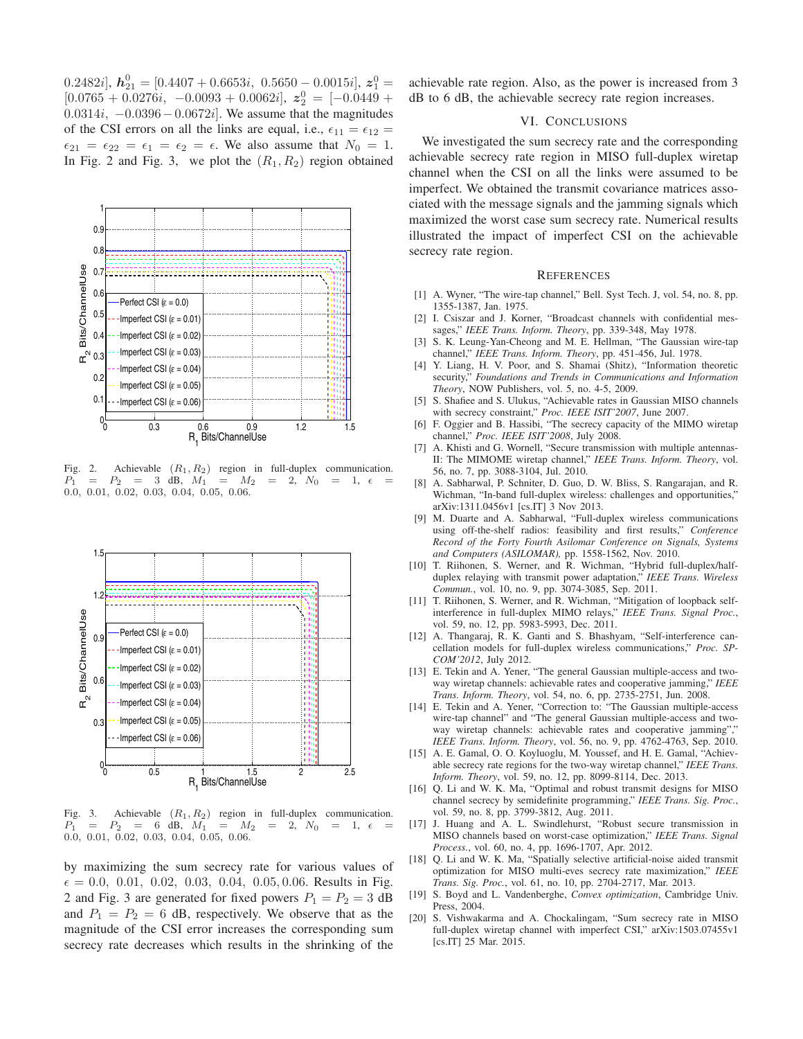$0.2482i]$, $\boldsymbol{h}_{21}^0 = [0.4407 + 0.6653i,\ 0.5650 - 0.0015i]$, $\boldsymbol{z}_1^0 = [0.0765 + 0.0276i,\ -0.0093 + 0.0062i]$, $\boldsymbol{z}_2^0 = [-0.0449 + 0.0314i,\ -0.0396 - 0.0672i]$. We assume that the magnitudes of the CSI errors on all the links are equal, i.e., $\epsilon_{11} = \epsilon_{12} = \epsilon_{21} = \epsilon_{22} = \epsilon_1 = \epsilon_2 = \epsilon$. We also assume that $N_0 = 1$. In Fig. 2 and Fig. 3, we plot the $(R_1, R_2)$ region obtained

R2 Bits/ChannelUse
R1 Bits/ChannelUse
0
0.1
0.2
0.3
0.4
0.5
0.6
0.7
0.8
0.9
1
0.3
0.6
0.9
1.2
1.5
Perfect CSI (ε = 0.0)
Imperfect CSI (ε = 0.01)
Imperfect CSI (ε = 0.02)
Imperfect CSI (ε = 0.03)
Imperfect CSI (ε = 0.04)
Imperfect CSI (ε = 0.05)
Imperfect CSI (ε = 0.06)

Fig. 2. Achievable $(R_1, R_2)$ region in full-duplex communication. $P_1 = P_2 = 3$ dB, $M_1 = M_2 = 2$, $N_0 = 1$, $\epsilon = 0.0,\ 0.01,\ 0.02,\ 0.03,\ 0.04,\ 0.05,\ 0.06$.

R2 Bits/ChannelUse
R1 Bits/ChannelUse
0
0.3
0.6
0.9
1.2
1.5
0.5
1
1.5
2
2.5
Perfect CSI (ε = 0.0)
Imperfect CSI (ε = 0.01)
Imperfect CSI (ε = 0.02)
Imperfect CSI (ε = 0.03)
Imperfect CSI (ε = 0.04)
Imperfect CSI (ε = 0.05)
Imperfect CSI (ε = 0.06)

Fig. 3. Achievable $(R_1, R_2)$ region in full-duplex communication. $P_1 = P_2 = 6$ dB, $M_1 = M_2 = 2$, $N_0 = 1$, $\epsilon = 0.0,\ 0.01,\ 0.02,\ 0.03,\ 0.04,\ 0.05,\ 0.06$.

by maximizing the sum secrecy rate for various values of $\epsilon = 0.0,\ 0.01,\ 0.02,\ 0.03,\ 0.04,\ 0.05, 0.06$. Results in Fig. 2 and Fig. 3 are generated for fixed powers $P_1 = P_2 = 3$ dB and $P_1 = P_2 = 6$ dB, respectively. We observe that as the magnitude of the CSI error increases the corresponding sum secrecy rate decreases which results in the shrinking of the achievable rate region. Also, as the power is increased from 3 dB to 6 dB, the achievable secrecy rate region increases.

## VI. Conclusions

We investigated the sum secrecy rate and the corresponding achievable secrecy rate region in MISO full-duplex wiretap channel when the CSI on all the links were assumed to be imperfect. We obtained the transmit covariance matrices associated with the message signals and the jamming signals which maximized the worst case sum secrecy rate. Numerical results illustrated the impact of imperfect CSI on the achievable secrecy rate region.

## References

[1] A. Wyner, "The wire-tap channel," Bell. Syst Tech. J, vol. 54, no. 8, pp. 1355-1387, Jan. 1975.

[2] I. Csiszar and J. Korner, "Broadcast channels with confidential messages," *IEEE Trans. Inform. Theory*, pp. 339-348, May 1978.

[3] S. K. Leung-Yan-Cheong and M. E. Hellman, "The Gaussian wire-tap channel," *IEEE Trans. Inform. Theory*, pp. 451-456, Jul. 1978.

[4] Y. Liang, H. V. Poor, and S. Shamai (Shitz), "Information theoretic security," *Foundations and Trends in Communications and Information Theory*, NOW Publishers, vol. 5, no. 4-5, 2009.

[5] S. Shafiee and S. Ulukus, "Achievable rates in Gaussian MISO channels with secrecy constraint," *Proc. IEEE ISIT'2007*, June 2007.

[6] F. Oggier and B. Hassibi, "The secrecy capacity of the MIMO wiretap channel," *Proc. IEEE ISIT'2008*, July 2008.

[7] A. Khisti and G. Wornell, "Secure transmission with multiple antennas-II: The MIMOME wiretap channel," *IEEE Trans. Inform. Theory*, vol. 56, no. 7, pp. 3088-3104, Jul. 2010.

[8] A. Sabharwal, P. Schniter, D. Guo, D. W. Bliss, S. Rangarajan, and R. Wichman, "In-band full-duplex wireless: challenges and opportunities," arXiv:1311.0456v1 [cs.IT] 3 Nov 2013.

[9] M. Duarte and A. Sabharwal, "Full-duplex wireless communications using off-the-shelf radios: feasibility and first results," *Conference Record of the Forty Fourth Asilomar Conference on Signals, Systems and Computers (ASILOMAR)*, pp. 1558-1562, Nov. 2010.

[10] T. Riihonen, S. Werner, and R. Wichman, "Hybrid full-duplex/half-duplex relaying with transmit power adaptation," *IEEE Trans. Wireless Commun.*, vol. 10, no. 9, pp. 3074-3085, Sep. 2011.

[11] T. Riihonen, S. Werner, and R. Wichman, "Mitigation of loopback self-interference in full-duplex MIMO relays," *IEEE Trans. Signal Proc.*, vol. 59, no. 12, pp. 5983-5993, Dec. 2011.

[12] A. Thangaraj, R. K. Ganti and S. Bhashyam, "Self-interference cancellation models for full-duplex wireless communications," *Proc. SPCOM'2012*, July 2012.

[13] E. Tekin and A. Yener, "The general Gaussian multiple-access and two-way wiretap channels: achievable rates and cooperative jamming," *IEEE Trans. Inform. Theory*, vol. 54, no. 6, pp. 2735-2751, Jun. 2008.

[14] E. Tekin and A. Yener, "Correction to: "The Gaussian multiple-access wire-tap channel" and "The general Gaussian multiple-access and two-way wiretap channels: achievable rates and cooperative jamming"," *IEEE Trans. Inform. Theory*, vol. 56, no. 9, pp. 4762-4763, Sep. 2010.

[15] A. E. Gamal, O. O. Koyluoglu, M. Youssef, and H. E. Gamal, "Achievable secrecy rate regions for the two-way wiretap channel," *IEEE Trans. Inform. Theory*, vol. 59, no. 12, pp. 8099-8114, Dec. 2013.

[16] Q. Li and W. K. Ma, "Optimal and robust transmit designs for MISO channel secrecy by semidefinite programming," *IEEE Trans. Sig. Proc.*, vol. 59, no. 8, pp. 3799-3812, Aug. 2011.

[17] J. Huang and A. L. Swindlehurst, "Robust secure transmission in MISO channels based on worst-case optimization," *IEEE Trans. Signal Process.*, vol. 60, no. 4, pp. 1696-1707, Apr. 2012.

[18] Q. Li and W. K. Ma, "Spatially selective artificial-noise aided transmit optimization for MISO multi-eves secrecy rate maximization," *IEEE Trans. Sig. Proc.*, vol. 61, no. 10, pp. 2704-2717, Mar. 2013.

[19] S. Boyd and L. Vandenberghe, *Convex optimization*, Cambridge Univ. Press, 2004.

[20] S. Vishwakarma and A. Chockalingam, "Sum secrecy rate in MISO full-duplex wiretap channel with imperfect CSI," arXiv:1503.07455v1 [cs.IT] 25 Mar. 2015.